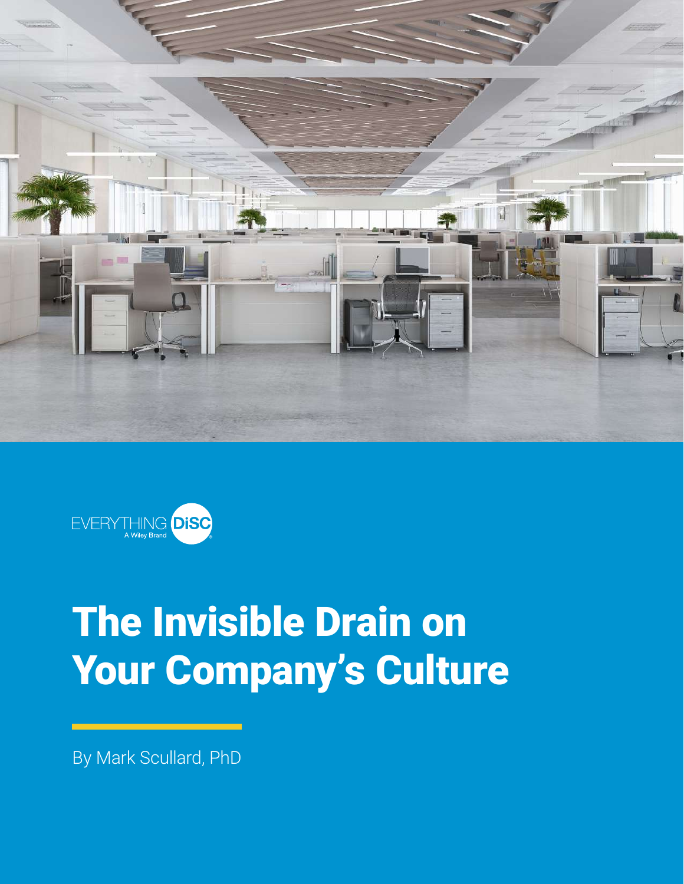EVERYTHING DiSC
A Wiley Brand

# The Invisible Drain on Your Company's Culture

By Mark Scullard, PhD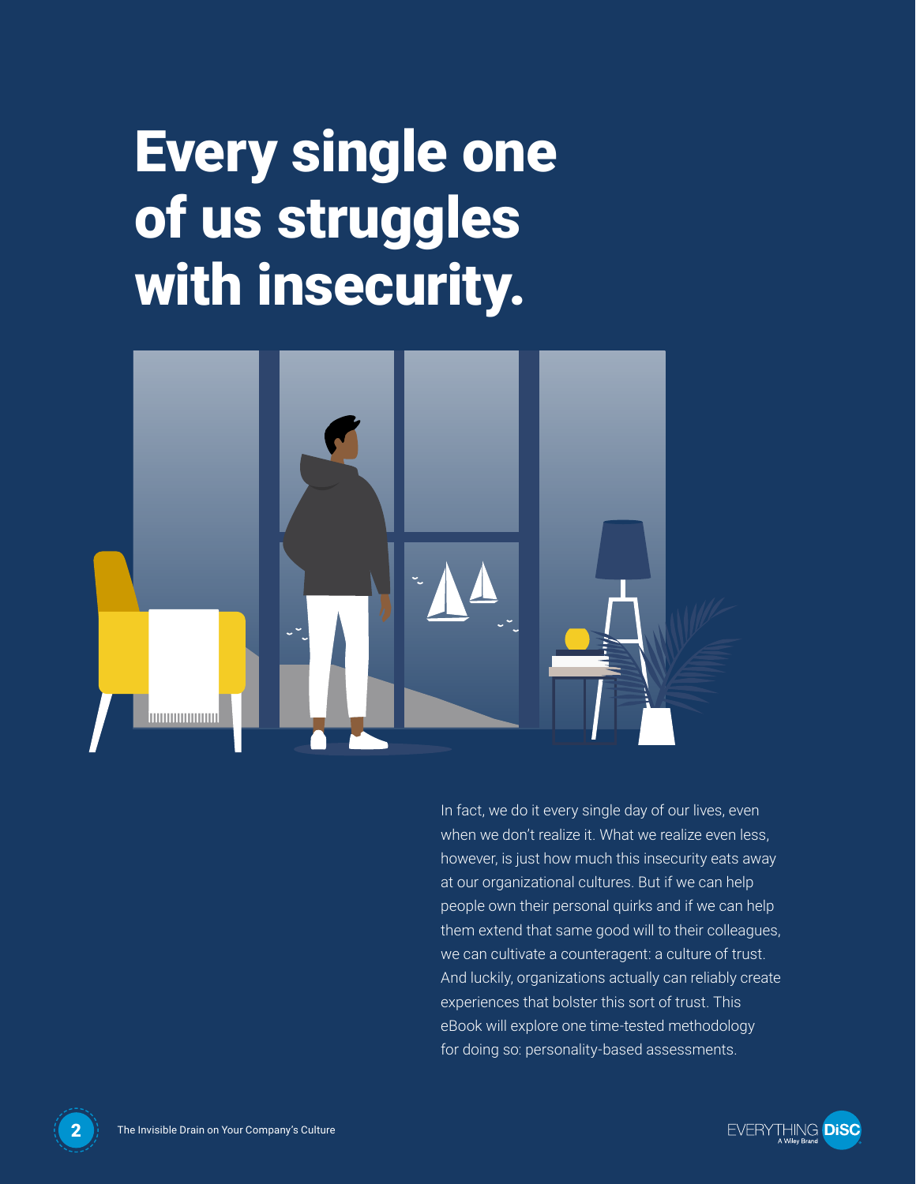# Every single one of us struggles with insecurity.

In fact, we do it every single day of our lives, even when we don't realize it. What we realize even less, however, is just how much this insecurity eats away at our organizational cultures. But if we can help people own their personal quirks and if we can help them extend that same good will to their colleagues, we can cultivate a counteragent: a culture of trust. And luckily, organizations actually can reliably create experiences that bolster this sort of trust. This eBook will explore one time-tested methodology for doing so: personality-based assessments.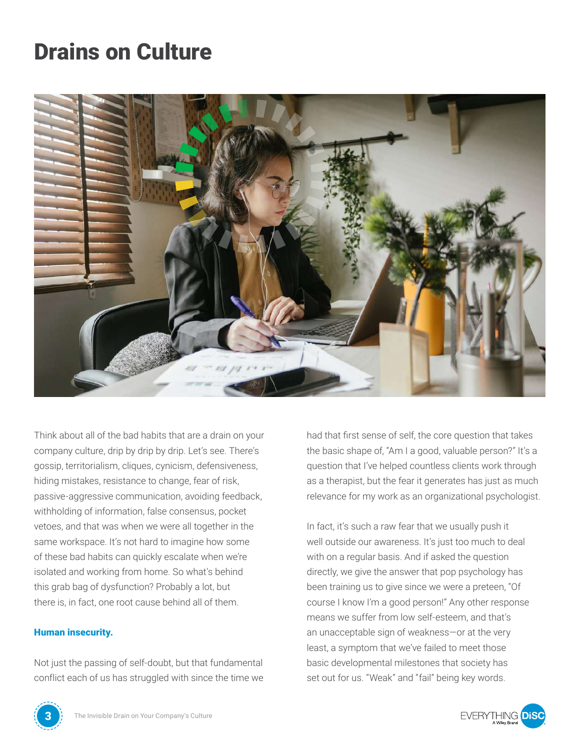# Drains on Culture

Think about all of the bad habits that are a drain on your company culture, drip by drip by drip. Let's see. There's gossip, territorialism, cliques, cynicism, defensiveness, hiding mistakes, resistance to change, fear of risk, passive-aggressive communication, avoiding feedback, withholding of information, false consensus, pocket vetoes, and that was when we were all together in the same workspace. It's not hard to imagine how some of these bad habits can quickly escalate when we're isolated and working from home. So what's behind this grab bag of dysfunction? Probably a lot, but there is, in fact, one root cause behind all of them.

**Human insecurity.**

Not just the passing of self-doubt, but that fundamental conflict each of us has struggled with since the time we had that first sense of self, the core question that takes the basic shape of, "Am I a good, valuable person?" It's a question that I've helped countless clients work through as a therapist, but the fear it generates has just as much relevance for my work as an organizational psychologist.

In fact, it's such a raw fear that we usually push it well outside our awareness. It's just too much to deal with on a regular basis. And if asked the question directly, we give the answer that pop psychology has been training us to give since we were a preteen, "Of course I know I'm a good person!" Any other response means we suffer from low self-esteem, and that's an unacceptable sign of weakness—or at the very least, a symptom that we've failed to meet those basic developmental milestones that society has set out for us. "Weak" and "fail" being key words.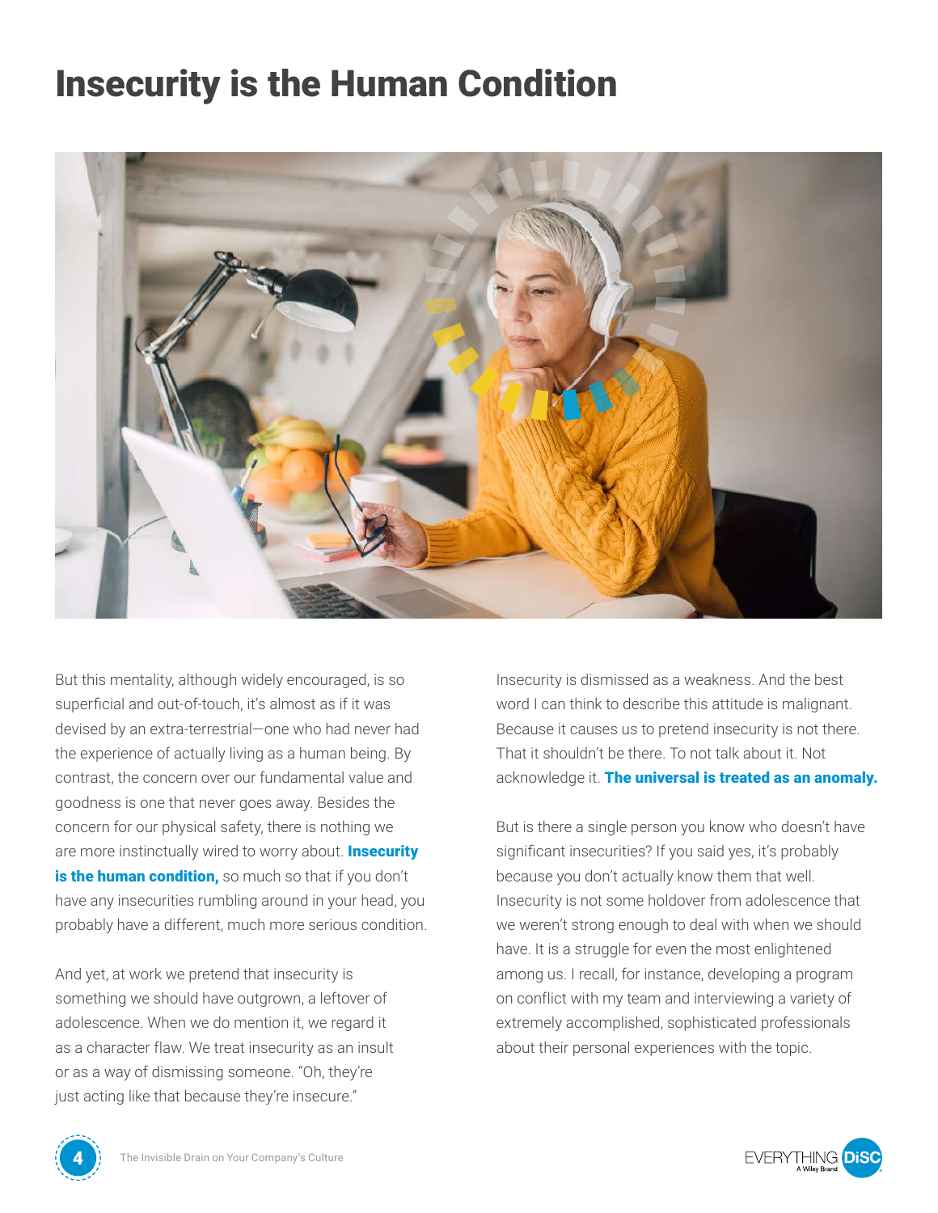# Insecurity is the Human Condition

But this mentality, although widely encouraged, is so superficial and out-of-touch, it's almost as if it was devised by an extra-terrestrial—one who had never had the experience of actually living as a human being. By contrast, the concern over our fundamental value and goodness is one that never goes away. Besides the concern for our physical safety, there is nothing we are more instinctually wired to worry about. **Insecurity is the human condition,** so much so that if you don't have any insecurities rumbling around in your head, you probably have a different, much more serious condition.

And yet, at work we pretend that insecurity is something we should have outgrown, a leftover of adolescence. When we do mention it, we regard it as a character flaw. We treat insecurity as an insult or as a way of dismissing someone. "Oh, they're just acting like that because they're insecure."

Insecurity is dismissed as a weakness. And the best word I can think to describe this attitude is malignant. Because it causes us to pretend insecurity is not there. That it shouldn't be there. To not talk about it. Not acknowledge it. **The universal is treated as an anomaly.**

But is there a single person you know who doesn't have significant insecurities? If you said yes, it's probably because you don't actually know them that well. Insecurity is not some holdover from adolescence that we weren't strong enough to deal with when we should have. It is a struggle for even the most enlightened among us. I recall, for instance, developing a program on conflict with my team and interviewing a variety of extremely accomplished, sophisticated professionals about their personal experiences with the topic.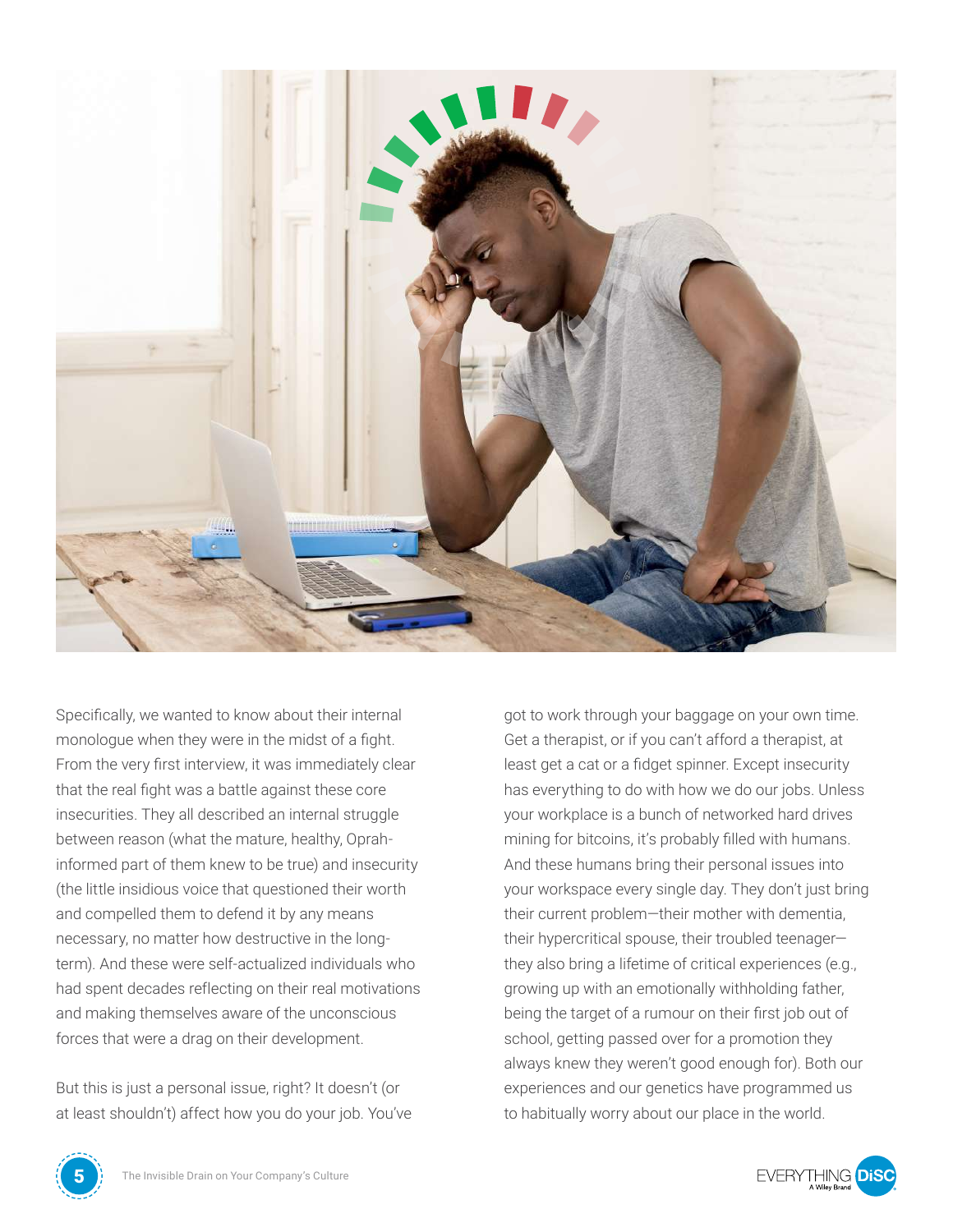Specifically, we wanted to know about their internal monologue when they were in the midst of a fight. From the very first interview, it was immediately clear that the real fight was a battle against these core insecurities. They all described an internal struggle between reason (what the mature, healthy, Oprah-informed part of them knew to be true) and insecurity (the little insidious voice that questioned their worth and compelled them to defend it by any means necessary, no matter how destructive in the long-term). And these were self-actualized individuals who had spent decades reflecting on their real motivations and making themselves aware of the unconscious forces that were a drag on their development.

But this is just a personal issue, right? It doesn't (or at least shouldn't) affect how you do your job. You've got to work through your baggage on your own time. Get a therapist, or if you can't afford a therapist, at least get a cat or a fidget spinner. Except insecurity has everything to do with how we do our jobs. Unless your workplace is a bunch of networked hard drives mining for bitcoins, it's probably filled with humans. And these humans bring their personal issues into your workspace every single day. They don't just bring their current problem—their mother with dementia, their hypercritical spouse, their troubled teenager—they also bring a lifetime of critical experiences (e.g., growing up with an emotionally withholding father, being the target of a rumour on their first job out of school, getting passed over for a promotion they always knew they weren't good enough for). Both our experiences and our genetics have programmed us to habitually worry about our place in the world.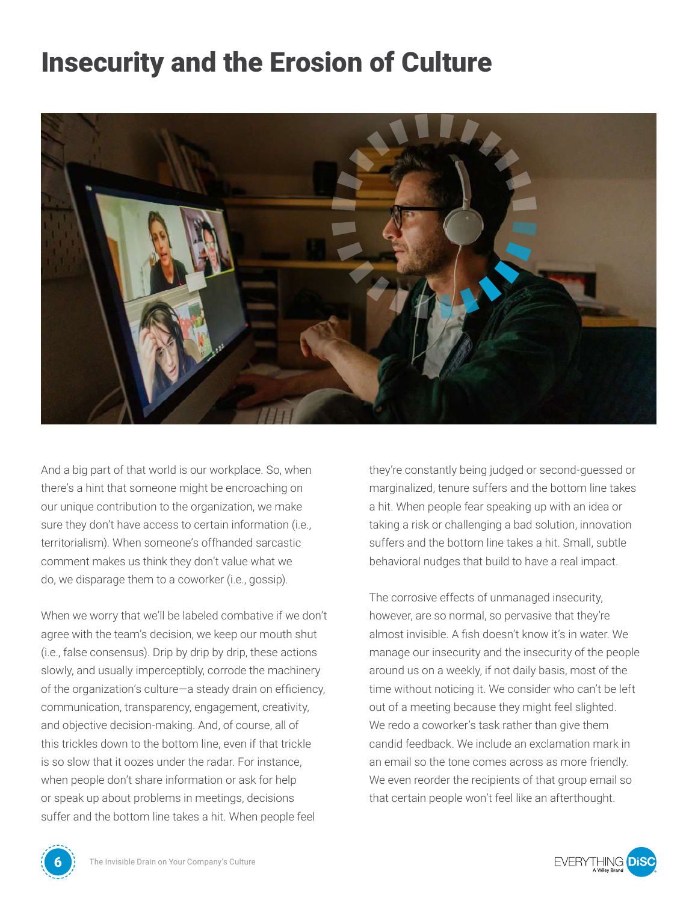# Insecurity and the Erosion of Culture

And a big part of that world is our workplace. So, when there's a hint that someone might be encroaching on our unique contribution to the organization, we make sure they don't have access to certain information (i.e., territorialism). When someone's offhanded sarcastic comment makes us think they don't value what we do, we disparage them to a coworker (i.e., gossip).

When we worry that we'll be labeled combative if we don't agree with the team's decision, we keep our mouth shut (i.e., false consensus). Drip by drip by drip, these actions slowly, and usually imperceptibly, corrode the machinery of the organization's culture—a steady drain on efficiency, communication, transparency, engagement, creativity, and objective decision-making. And, of course, all of this trickles down to the bottom line, even if that trickle is so slow that it oozes under the radar. For instance, when people don't share information or ask for help or speak up about problems in meetings, decisions suffer and the bottom line takes a hit. When people feel they're constantly being judged or second-guessed or marginalized, tenure suffers and the bottom line takes a hit. When people fear speaking up with an idea or taking a risk or challenging a bad solution, innovation suffers and the bottom line takes a hit. Small, subtle behavioral nudges that build to have a real impact.

The corrosive effects of unmanaged insecurity, however, are so normal, so pervasive that they're almost invisible. A fish doesn't know it's in water. We manage our insecurity and the insecurity of the people around us on a weekly, if not daily basis, most of the time without noticing it. We consider who can't be left out of a meeting because they might feel slighted. We redo a coworker's task rather than give them candid feedback. We include an exclamation mark in an email so the tone comes across as more friendly. We even reorder the recipients of that group email so that certain people won't feel like an afterthought.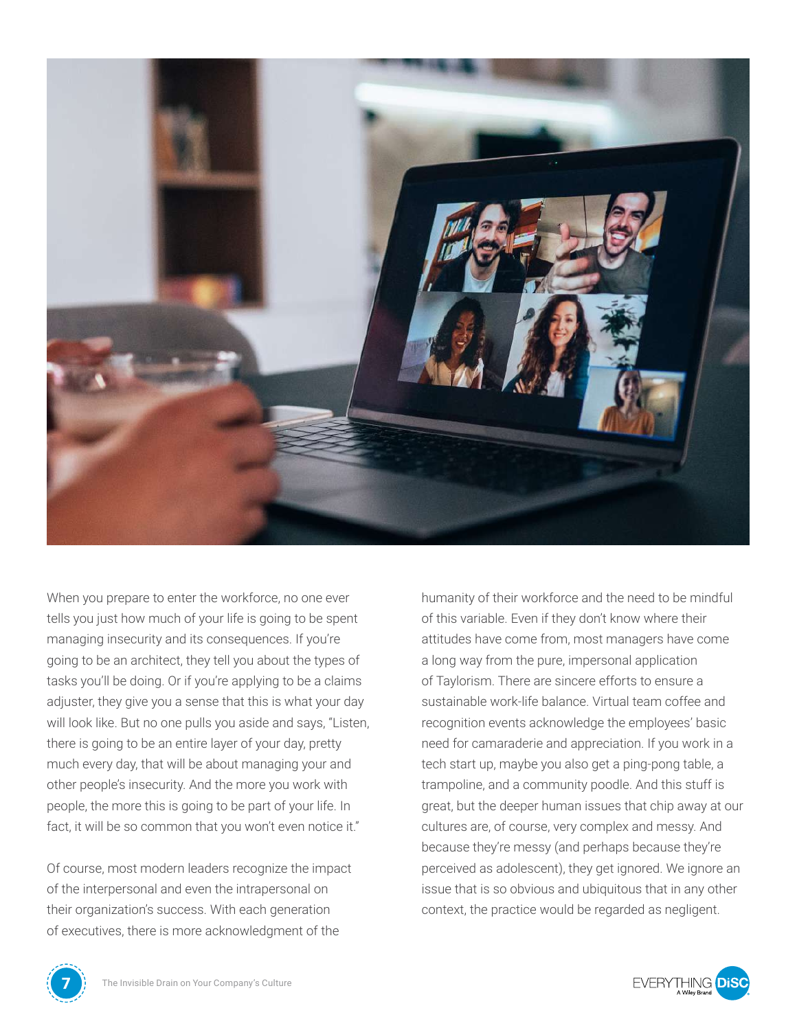When you prepare to enter the workforce, no one ever tells you just how much of your life is going to be spent managing insecurity and its consequences. If you're going to be an architect, they tell you about the types of tasks you'll be doing. Or if you're applying to be a claims adjuster, they give you a sense that this is what your day will look like. But no one pulls you aside and says, "Listen, there is going to be an entire layer of your day, pretty much every day, that will be about managing your and other people's insecurity. And the more you work with people, the more this is going to be part of your life. In fact, it will be so common that you won't even notice it."

Of course, most modern leaders recognize the impact of the interpersonal and even the intrapersonal on their organization's success. With each generation of executives, there is more acknowledgment of the humanity of their workforce and the need to be mindful of this variable. Even if they don't know where their attitudes have come from, most managers have come a long way from the pure, impersonal application of Taylorism. There are sincere efforts to ensure a sustainable work-life balance. Virtual team coffee and recognition events acknowledge the employees' basic need for camaraderie and appreciation. If you work in a tech start up, maybe you also get a ping-pong table, a trampoline, and a community poodle. And this stuff is great, but the deeper human issues that chip away at our cultures are, of course, very complex and messy. And because they're messy (and perhaps because they're perceived as adolescent), they get ignored. We ignore an issue that is so obvious and ubiquitous that in any other context, the practice would be regarded as negligent.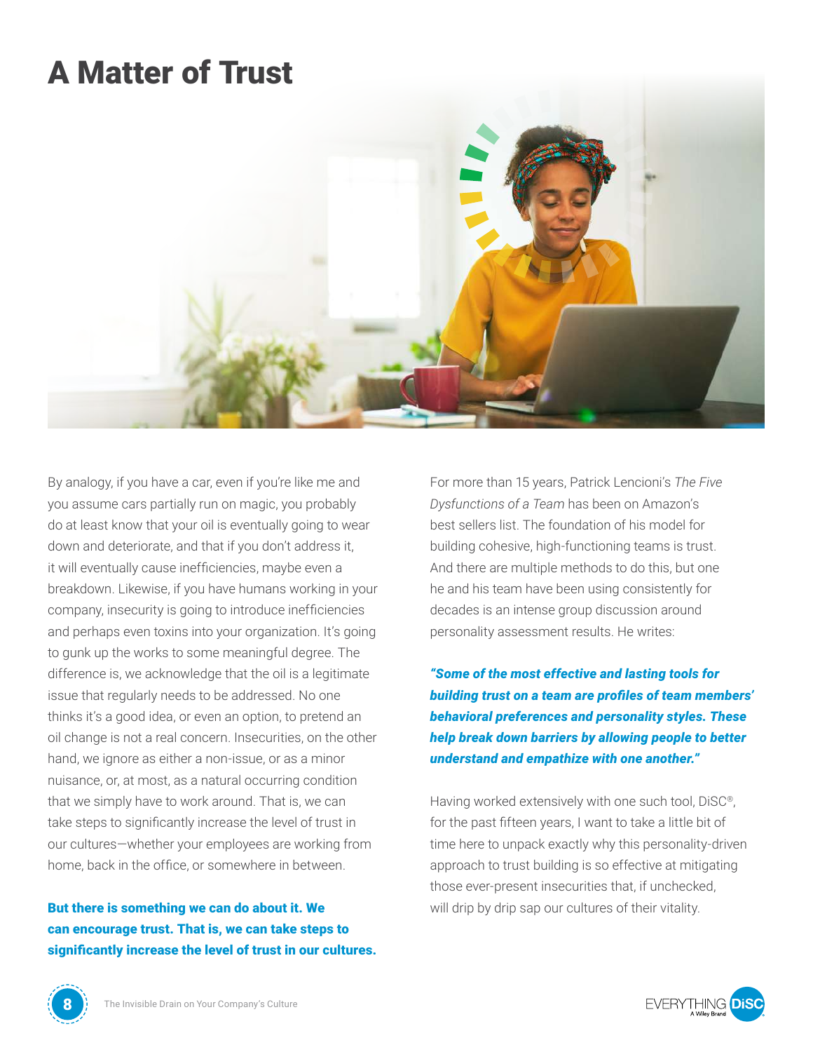# A Matter of Trust

By analogy, if you have a car, even if you're like me and you assume cars partially run on magic, you probably do at least know that your oil is eventually going to wear down and deteriorate, and that if you don't address it, it will eventually cause inefficiencies, maybe even a breakdown. Likewise, if you have humans working in your company, insecurity is going to introduce inefficiencies and perhaps even toxins into your organization. It's going to gunk up the works to some meaningful degree. The difference is, we acknowledge that the oil is a legitimate issue that regularly needs to be addressed. No one thinks it's a good idea, or even an option, to pretend an oil change is not a real concern. Insecurities, on the other hand, we ignore as either a non-issue, or as a minor nuisance, or, at most, as a natural occurring condition that we simply have to work around. That is, we can take steps to significantly increase the level of trust in our cultures—whether your employees are working from home, back in the office, or somewhere in between.

**But there is something we can do about it. We can encourage trust. That is, we can take steps to significantly increase the level of trust in our cultures.**

For more than 15 years, Patrick Lencioni's *The Five Dysfunctions of a Team* has been on Amazon's best sellers list. The foundation of his model for building cohesive, high-functioning teams is trust. And there are multiple methods to do this, but one he and his team have been using consistently for decades is an intense group discussion around personality assessment results. He writes:

***"Some of the most effective and lasting tools for building trust on a team are profiles of team members' behavioral preferences and personality styles. These help break down barriers by allowing people to better understand and empathize with one another."***

Having worked extensively with one such tool, DiSC®, for the past fifteen years, I want to take a little bit of time here to unpack exactly why this personality-driven approach to trust building is so effective at mitigating those ever-present insecurities that, if unchecked, will drip by drip sap our cultures of their vitality.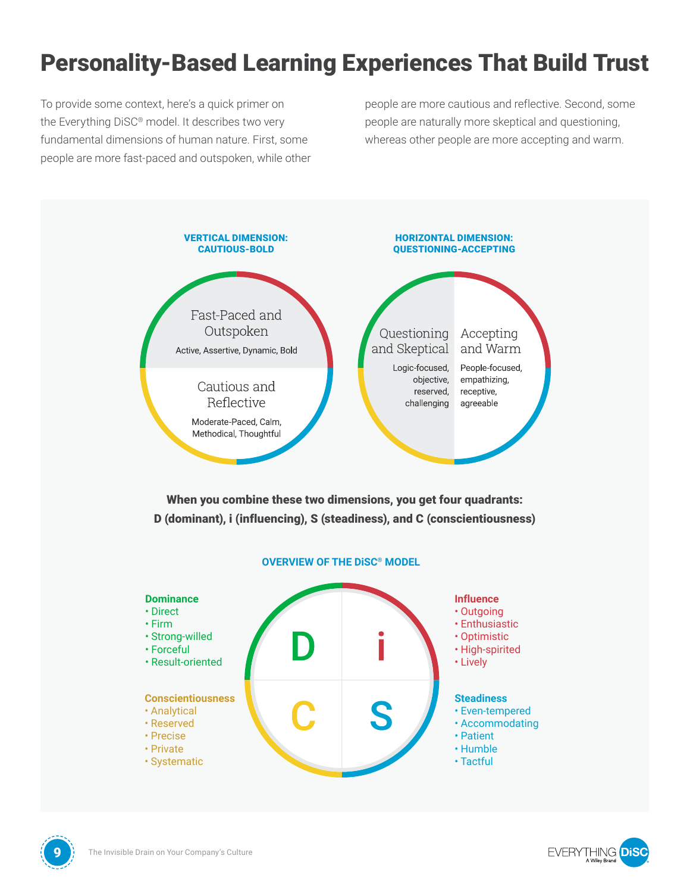# Personality-Based Learning Experiences That Build Trust

To provide some context, here's a quick primer on the Everything DiSC® model. It describes two very fundamental dimensions of human nature. First, some people are more fast-paced and outspoken, while other people are more cautious and reflective. Second, some people are naturally more skeptical and questioning, whereas other people are more accepting and warm.

**VERTICAL DIMENSION: CAUTIOUS-BOLD**

Fast-Paced and Outspoken

Active, Assertive, Dynamic, Bold

Cautious and Reflective

Moderate-Paced, Calm, Methodical, Thoughtful

**HORIZONTAL DIMENSION: QUESTIONING-ACCEPTING**

Questioning and Skeptical

Logic-focused, objective, reserved, challenging

Accepting and Warm

People-focused, empathizing, receptive, agreeable

**When you combine these two dimensions, you get four quadrants: D (dominant), i (influencing), S (steadiness), and C (conscientiousness)**

**OVERVIEW OF THE DiSC® MODEL**

**Dominance**
- Direct
- Firm
- Strong-willed
- Forceful
- Result-oriented

**Influence**
- Outgoing
- Enthusiastic
- Optimistic
- High-spirited
- Lively

**Conscientiousness**
- Analytical
- Reserved
- Precise
- Private
- Systematic

**Steadiness**
- Even-tempered
- Accommodating
- Patient
- Humble
- Tactful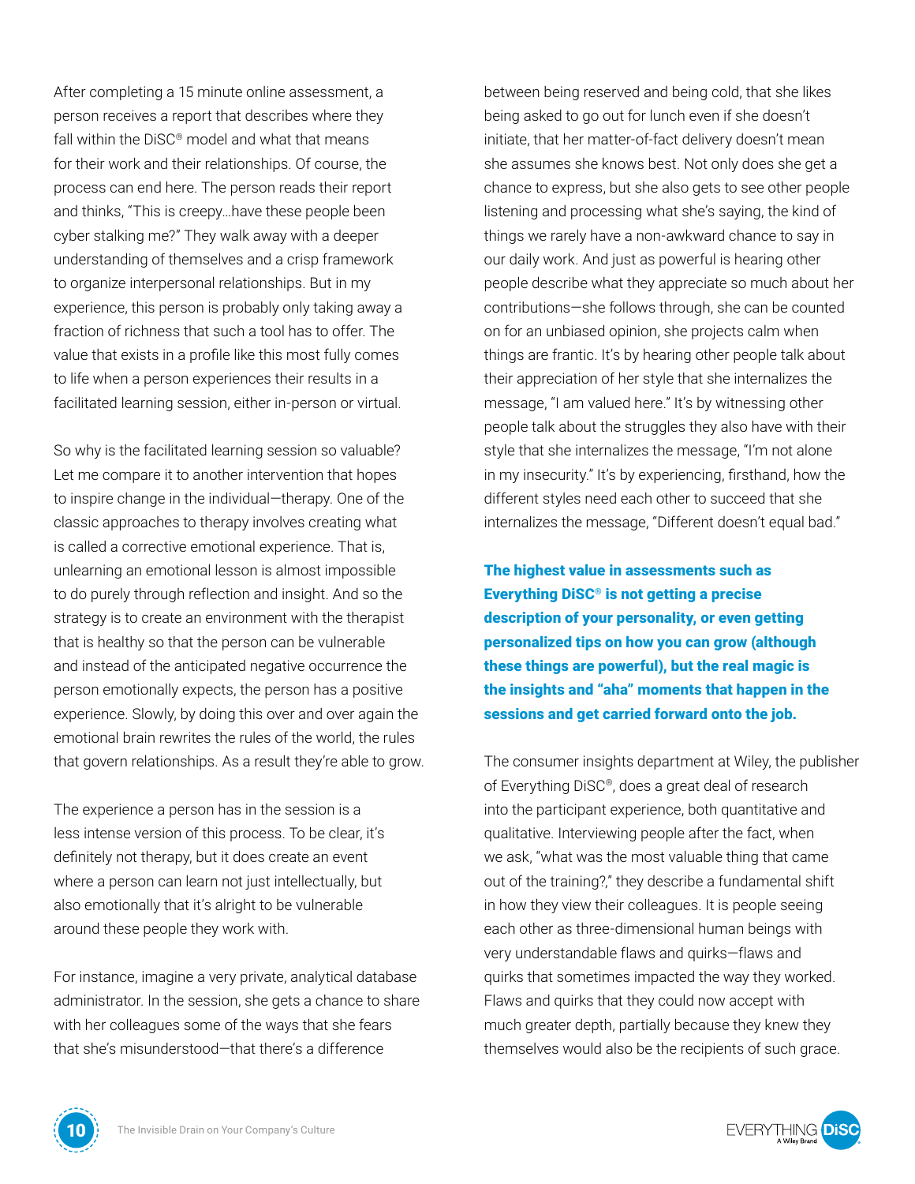After completing a 15 minute online assessment, a person receives a report that describes where they fall within the DiSC® model and what that means for their work and their relationships. Of course, the process can end here. The person reads their report and thinks, "This is creepy…have these people been cyber stalking me?" They walk away with a deeper understanding of themselves and a crisp framework to organize interpersonal relationships. But in my experience, this person is probably only taking away a fraction of richness that such a tool has to offer. The value that exists in a profile like this most fully comes to life when a person experiences their results in a facilitated learning session, either in-person or virtual.

So why is the facilitated learning session so valuable? Let me compare it to another intervention that hopes to inspire change in the individual—therapy. One of the classic approaches to therapy involves creating what is called a corrective emotional experience. That is, unlearning an emotional lesson is almost impossible to do purely through reflection and insight. And so the strategy is to create an environment with the therapist that is healthy so that the person can be vulnerable and instead of the anticipated negative occurrence the person emotionally expects, the person has a positive experience. Slowly, by doing this over and over again the emotional brain rewrites the rules of the world, the rules that govern relationships. As a result they're able to grow.

The experience a person has in the session is a less intense version of this process. To be clear, it's definitely not therapy, but it does create an event where a person can learn not just intellectually, but also emotionally that it's alright to be vulnerable around these people they work with.

For instance, imagine a very private, analytical database administrator. In the session, she gets a chance to share with her colleagues some of the ways that she fears that she's misunderstood—that there's a difference between being reserved and being cold, that she likes being asked to go out for lunch even if she doesn't initiate, that her matter-of-fact delivery doesn't mean she assumes she knows best. Not only does she get a chance to express, but she also gets to see other people listening and processing what she's saying, the kind of things we rarely have a non-awkward chance to say in our daily work. And just as powerful is hearing other people describe what they appreciate so much about her contributions—she follows through, she can be counted on for an unbiased opinion, she projects calm when things are frantic. It's by hearing other people talk about their appreciation of her style that she internalizes the message, "I am valued here." It's by witnessing other people talk about the struggles they also have with their style that she internalizes the message, "I'm not alone in my insecurity." It's by experiencing, firsthand, how the different styles need each other to succeed that she internalizes the message, "Different doesn't equal bad."

**The highest value in assessments such as Everything DiSC® is not getting a precise description of your personality, or even getting personalized tips on how you can grow (although these things are powerful), but the real magic is the insights and "aha" moments that happen in the sessions and get carried forward onto the job.**

The consumer insights department at Wiley, the publisher of Everything DiSC®, does a great deal of research into the participant experience, both quantitative and qualitative. Interviewing people after the fact, when we ask, "what was the most valuable thing that came out of the training?," they describe a fundamental shift in how they view their colleagues. It is people seeing each other as three-dimensional human beings with very understandable flaws and quirks—flaws and quirks that sometimes impacted the way they worked. Flaws and quirks that they could now accept with much greater depth, partially because they knew they themselves would also be the recipients of such grace.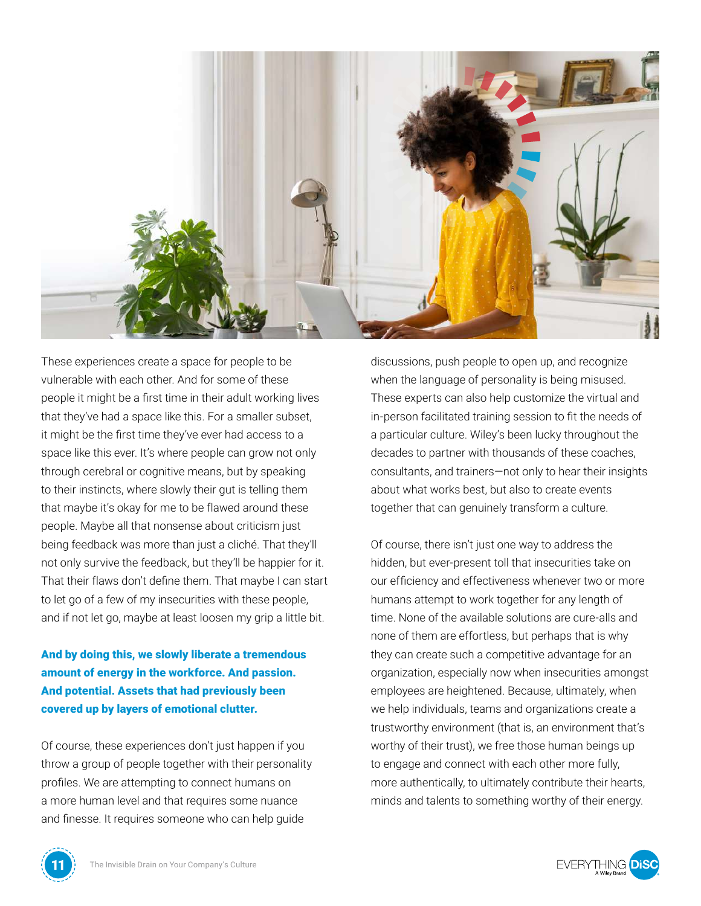These experiences create a space for people to be vulnerable with each other. And for some of these people it might be a first time in their adult working lives that they've had a space like this. For a smaller subset, it might be the first time they've ever had access to a space like this ever. It's where people can grow not only through cerebral or cognitive means, but by speaking to their instincts, where slowly their gut is telling them that maybe it's okay for me to be flawed around these people. Maybe all that nonsense about criticism just being feedback was more than just a cliché. That they'll not only survive the feedback, but they'll be happier for it. That their flaws don't define them. That maybe I can start to let go of a few of my insecurities with these people, and if not let go, maybe at least loosen my grip a little bit.

**And by doing this, we slowly liberate a tremendous amount of energy in the workforce. And passion. And potential. Assets that had previously been covered up by layers of emotional clutter.**

Of course, these experiences don't just happen if you throw a group of people together with their personality profiles. We are attempting to connect humans on a more human level and that requires some nuance and finesse. It requires someone who can help guide discussions, push people to open up, and recognize when the language of personality is being misused. These experts can also help customize the virtual and in-person facilitated training session to fit the needs of a particular culture. Wiley's been lucky throughout the decades to partner with thousands of these coaches, consultants, and trainers—not only to hear their insights about what works best, but also to create events together that can genuinely transform a culture.

Of course, there isn't just one way to address the hidden, but ever-present toll that insecurities take on our efficiency and effectiveness whenever two or more humans attempt to work together for any length of time. None of the available solutions are cure-alls and none of them are effortless, but perhaps that is why they can create such a competitive advantage for an organization, especially now when insecurities amongst employees are heightened. Because, ultimately, when we help individuals, teams and organizations create a trustworthy environment (that is, an environment that's worthy of their trust), we free those human beings up to engage and connect with each other more fully, more authentically, to ultimately contribute their hearts, minds and talents to something worthy of their energy.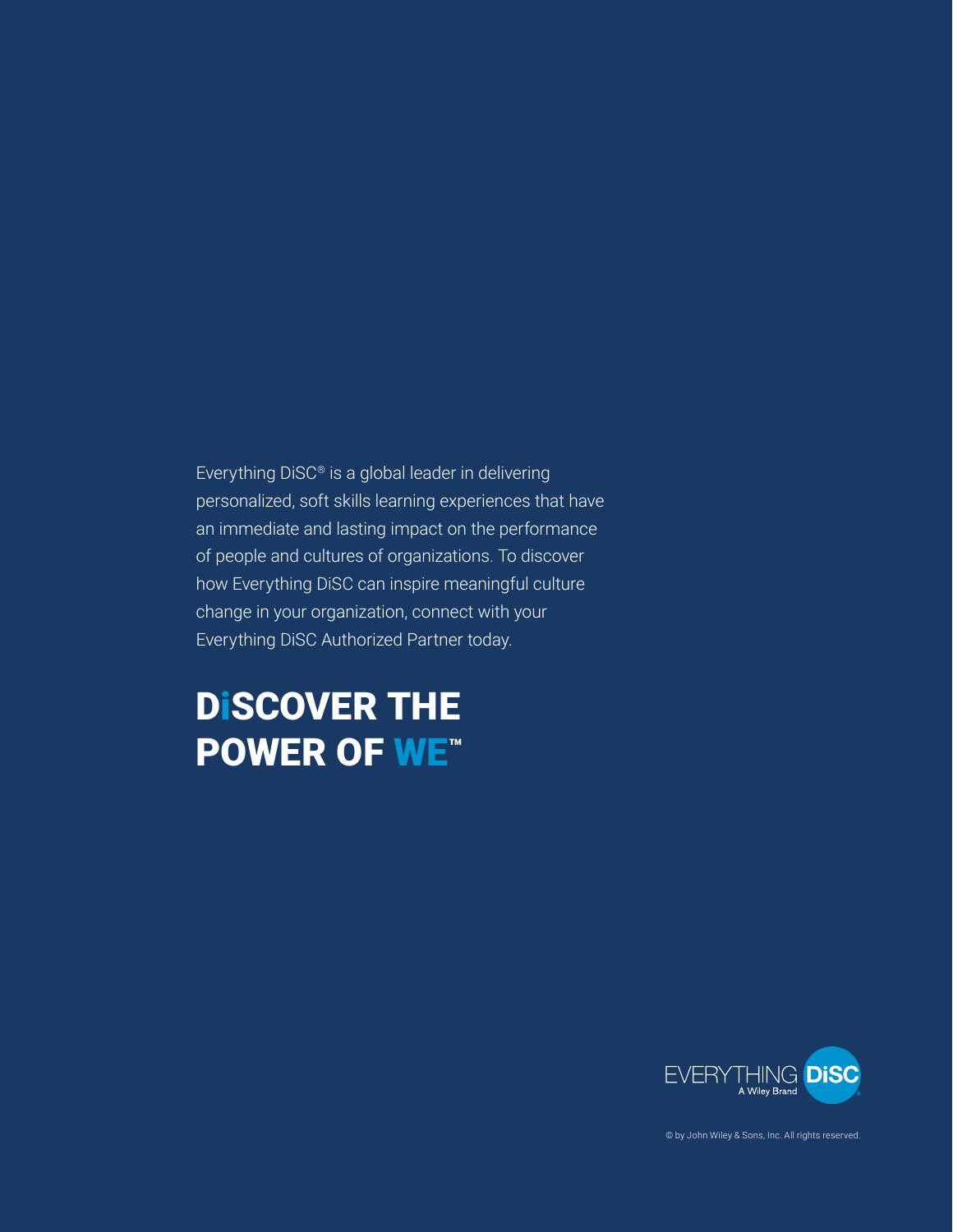Everything DiSC® is a global leader in delivering personalized, soft skills learning experiences that have an immediate and lasting impact on the performance of people and cultures of organizations. To discover how Everything DiSC can inspire meaningful culture change in your organization, connect with your Everything DiSC Authorized Partner today.

# DiSCOVER THE POWER OF WE™

EVERYTHING DiSC®
A Wiley Brand

© by John Wiley & Sons, Inc. All rights reserved.